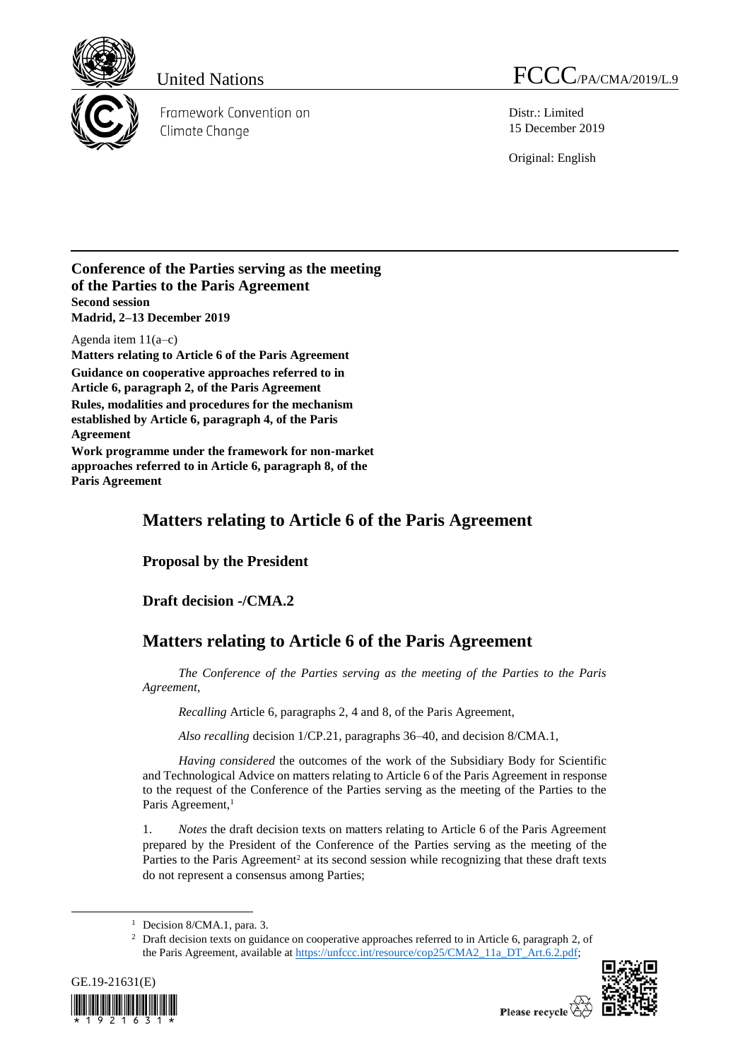United Nations

FCCC/PA/CMA/2019/L.9

Framework Convention on Climate Change

Distr.: Limited
15 December 2019

Original: English

**Conference of the Parties serving as the meeting of the Parties to the Paris Agreement**
**Second session**
**Madrid, 2–13 December 2019**

Agenda item 11(a–c)
**Matters relating to Article 6 of the Paris Agreement**
**Guidance on cooperative approaches referred to in Article 6, paragraph 2, of the Paris Agreement**
**Rules, modalities and procedures for the mechanism established by Article 6, paragraph 4, of the Paris Agreement**
**Work programme under the framework for non-market approaches referred to in Article 6, paragraph 8, of the Paris Agreement**

# Matters relating to Article 6 of the Paris Agreement

## Proposal by the President

### Draft decision -/CMA.2

# Matters relating to Article 6 of the Paris Agreement

*The Conference of the Parties serving as the meeting of the Parties to the Paris Agreement*,

*Recalling* Article 6, paragraphs 2, 4 and 8, of the Paris Agreement,

*Also recalling* decision 1/CP.21, paragraphs 36–40, and decision 8/CMA.1,

*Having considered* the outcomes of the work of the Subsidiary Body for Scientific and Technological Advice on matters relating to Article 6 of the Paris Agreement in response to the request of the Conference of the Parties serving as the meeting of the Parties to the Paris Agreement,[1]

1. *Notes* the draft decision texts on matters relating to Article 6 of the Paris Agreement prepared by the President of the Conference of the Parties serving as the meeting of the Parties to the Paris Agreement[2] at its second session while recognizing that these draft texts do not represent a consensus among Parties;

---

[1] Decision 8/CMA.1, para. 3.

[2] Draft decision texts on guidance on cooperative approaches referred to in Article 6, paragraph 2, of the Paris Agreement, available at https://unfccc.int/resource/cop25/CMA2_11a_DT_Art.6.2.pdf;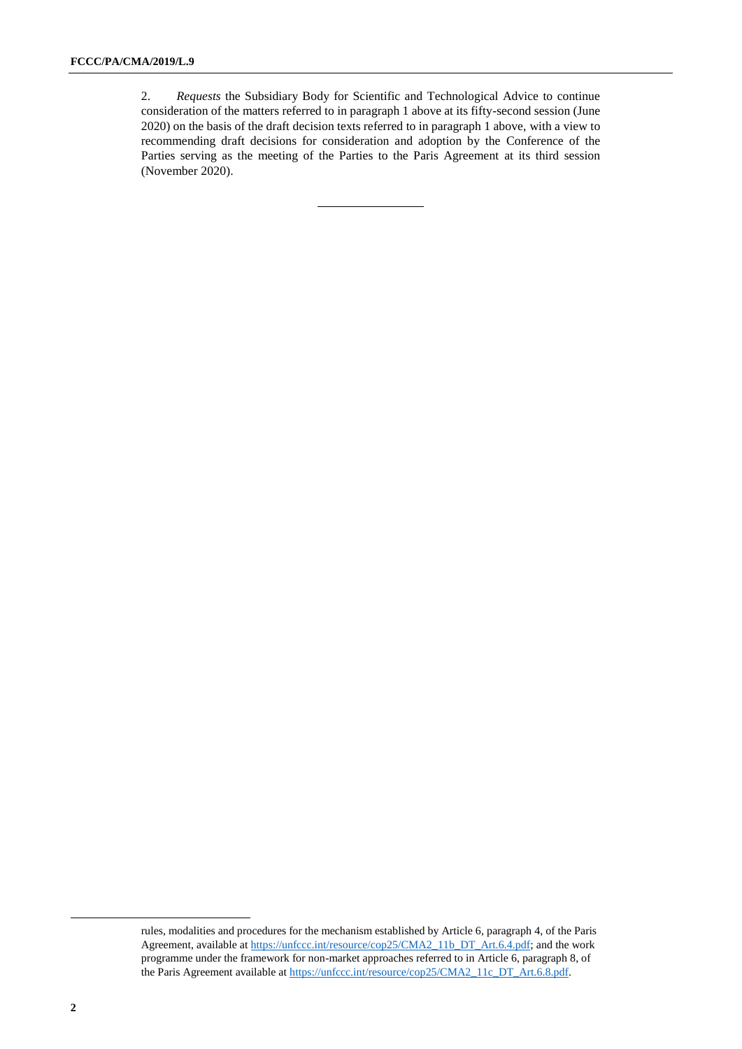2. *Requests* the Subsidiary Body for Scientific and Technological Advice to continue consideration of the matters referred to in paragraph 1 above at its fifty-second session (June 2020) on the basis of the draft decision texts referred to in paragraph 1 above, with a view to recommending draft decisions for consideration and adoption by the Conference of the Parties serving as the meeting of the Parties to the Paris Agreement at its third session (November 2020).

---

rules, modalities and procedures for the mechanism established by Article 6, paragraph 4, of the Paris Agreement, available at https://unfccc.int/resource/cop25/CMA2_11b_DT_Art.6.4.pdf; and the work programme under the framework for non-market approaches referred to in Article 6, paragraph 8, of the Paris Agreement available at https://unfccc.int/resource/cop25/CMA2_11c_DT_Art.6.8.pdf.